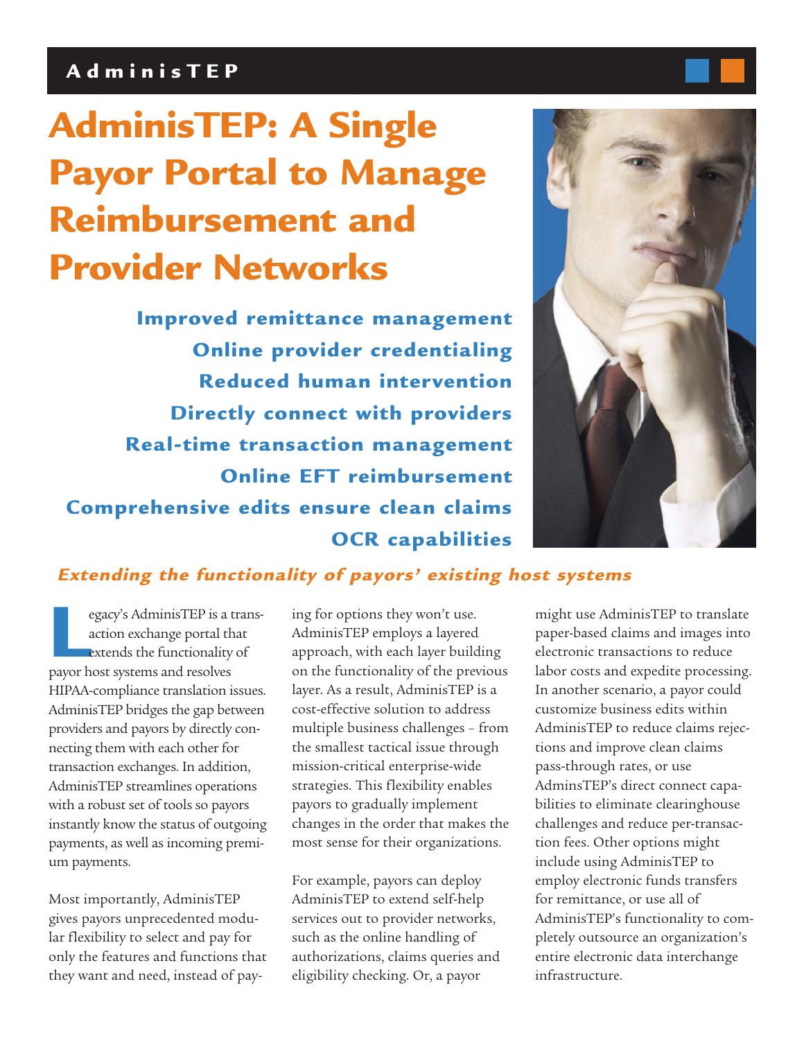# AdminisTEP: A Single Payor Portal to Manage Reimbursement and Provider Networks

**Improved remittance management**
**Online provider credentialing**
**Reduced human intervention**
**Directly connect with providers**
**Real-time transaction management**
**Online EFT reimbursement**
**Comprehensive edits ensure clean claims**
**OCR capabilities**

***Extending the functionality of payors' existing host systems***

Legacy's AdminisTEP is a transaction exchange portal that extends the functionality of payor host systems and resolves HIPAA-compliance translation issues. AdminisTEP bridges the gap between providers and payors by directly connecting them with each other for transaction exchanges. In addition, AdminisTEP streamlines operations with a robust set of tools so payors instantly know the status of outgoing payments, as well as incoming premium payments.

Most importantly, AdminisTEP gives payors unprecedented modular flexibility to select and pay for only the features and functions that they want and need, instead of paying for options they won't use. AdminisTEP employs a layered approach, with each layer building on the functionality of the previous layer. As a result, AdminisTEP is a cost-effective solution to address multiple business challenges – from the smallest tactical issue through mission-critical enterprise-wide strategies. This flexibility enables payors to gradually implement changes in the order that makes the most sense for their organizations.

For example, payors can deploy AdminisTEP to extend self-help services out to provider networks, such as the online handling of authorizations, claims queries and eligibility checking. Or, a payor might use AdminisTEP to translate paper-based claims and images into electronic transactions to reduce labor costs and expedite processing. In another scenario, a payor could customize business edits within AdminisTEP to reduce claims rejections and improve clean claims pass-through rates, or use AdminsTEP's direct connect capabilities to eliminate clearinghouse challenges and reduce per-transaction fees. Other options might include using AdminisTEP to employ electronic funds transfers for remittance, or use all of AdminisTEP's functionality to completely outsource an organization's entire electronic data interchange infrastructure.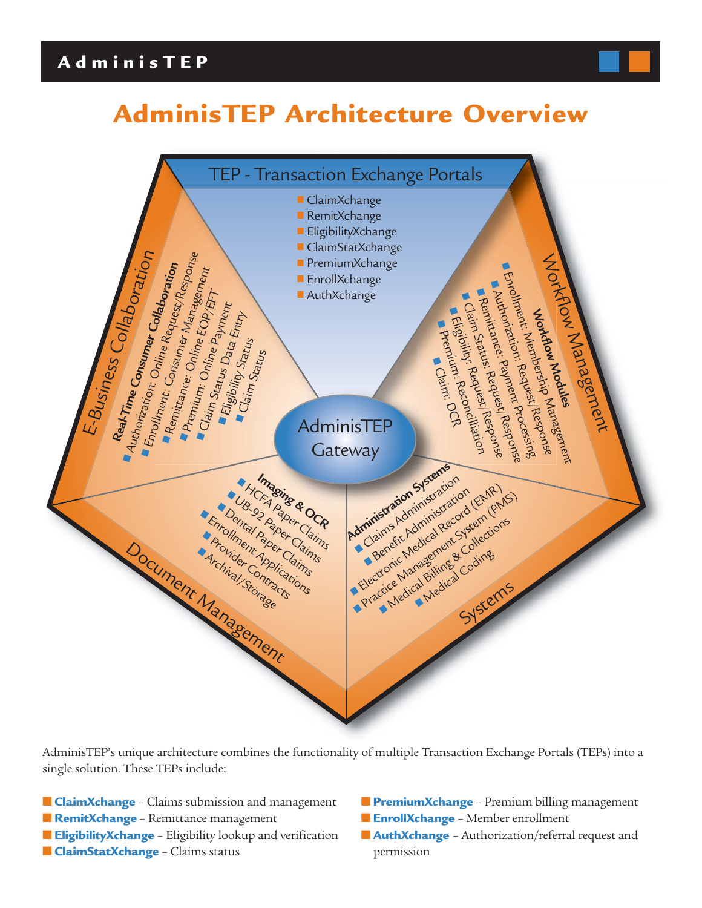# AdminisTEP Architecture Overview

## TEP - Transaction Exchange Portals

- ClaimXchange
- RemitXchange
- EligibilityXchange
- ClaimStatXchange
- PremiumXchange
- EnrollXchange
- AuthXchange

## Workflow Management

**Workflow Modules**

- Enrollment: Membership Management
- Authorization: Request/Response
- Remittance: Payment Processing
- Claim Status: Request/Response
- Eligibility: Request/Response
- Premium: Reconciliation
- Claim: DCR

## Systems

**Administration Systems**

- Claims Administration
- Benefit Administration
- Electronic Medical Record (EMR)
- Practice Management System (PMS)
- Medical Billing & Collections
- Medical Coding

## Document Management

**Imaging & OCR**

- HCFA Paper Claims
- UB-92 Paper Claims
- Dental Paper Claims
- Enrollment Applications
- Provider Contracts
- Archival/Storage

## E-Business Collaboration

**Real-Time Consumer Collaboration**

- Authorization: Online Request/Response
- Enrollment: Consumer Management
- Remittance: Online EOP/EFT
- Premium: Online Payment
- Claim Status Data Entry
- Eligibility Status
- Claim Status

**AdminisTEP Gateway**

AdminisTEP's unique architecture combines the functionality of multiple Transaction Exchange Portals (TEPs) into a single solution. These TEPs include:

- **ClaimXchange** – Claims submission and management
- **RemitXchange** – Remittance management
- **EligibilityXchange** – Eligibility lookup and verification
- **ClaimStatXchange** – Claims status
- **PremiumXchange** – Premium billing management
- **EnrollXchange** – Member enrollment
- **AuthXchange** – Authorization/referral request and permission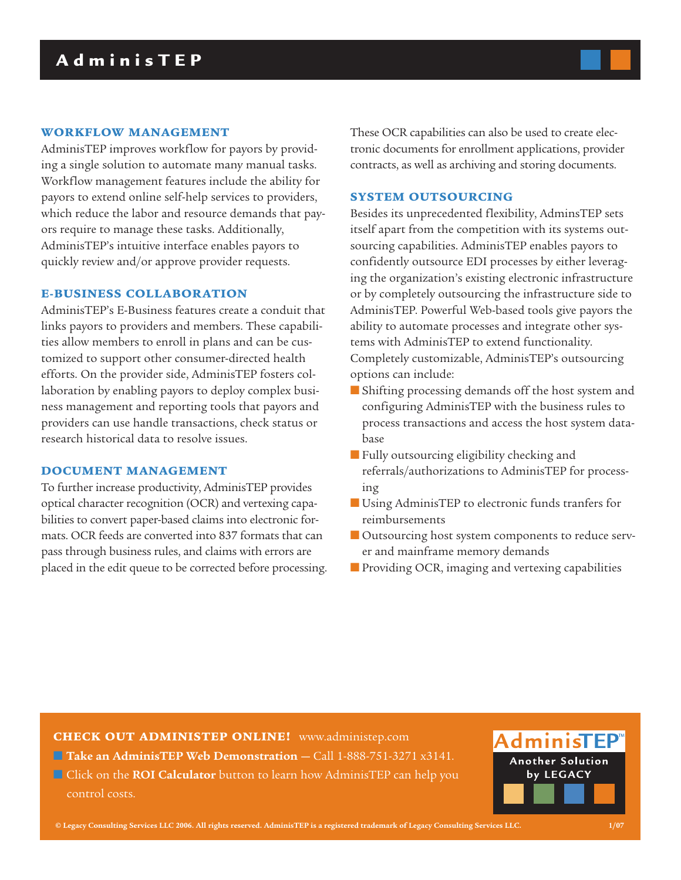# AdminisTEP

## WORKFLOW MANAGEMENT

AdminisTEP improves workflow for payors by providing a single solution to automate many manual tasks. Workflow management features include the ability for payors to extend online self-help services to providers, which reduce the labor and resource demands that payors require to manage these tasks. Additionally, AdminisTEP's intuitive interface enables payors to quickly review and/or approve provider requests.

## E-BUSINESS COLLABORATION

AdminisTEP's E-Business features create a conduit that links payors to providers and members. These capabilities allow members to enroll in plans and can be customized to support other consumer-directed health efforts. On the provider side, AdminisTEP fosters collaboration by enabling payors to deploy complex business management and reporting tools that payors and providers can use handle transactions, check status or research historical data to resolve issues.

## DOCUMENT MANAGEMENT

To further increase productivity, AdminisTEP provides optical character recognition (OCR) and vertexing capabilities to convert paper-based claims into electronic formats. OCR feeds are converted into 837 formats that can pass through business rules, and claims with errors are placed in the edit queue to be corrected before processing. These OCR capabilities can also be used to create electronic documents for enrollment applications, provider contracts, as well as archiving and storing documents.

## SYSTEM OUTSOURCING

Besides its unprecedented flexibility, AdminsTEP sets itself apart from the competition with its systems outsourcing capabilities. AdminisTEP enables payors to confidently outsource EDI processes by either leveraging the organization's existing electronic infrastructure or by completely outsourcing the infrastructure side to AdminisTEP. Powerful Web-based tools give payors the ability to automate processes and integrate other systems with AdminisTEP to extend functionality. Completely customizable, AdminisTEP's outsourcing options can include:

- Shifting processing demands off the host system and configuring AdminisTEP with the business rules to process transactions and access the host system database
- Fully outsourcing eligibility checking and referrals/authorizations to AdminisTEP for processing
- Using AdminisTEP to electronic funds tranfers for reimbursements
- Outsourcing host system components to reduce server and mainframe memory demands
- Providing OCR, imaging and vertexing capabilities

**CHECK OUT ADMINISTEP ONLINE!** www.administep.com

- **Take an AdminisTEP Web Demonstration** — Call 1-888-751-3271 x3141.
- Click on the **ROI Calculator** button to learn how AdminisTEP can help you control costs.

AdminisTEP™
Another Solution by LEGACY

© Legacy Consulting Services LLC 2006. All rights reserved. AdminisTEP is a registered trademark of Legacy Consulting Services LLC. 1/07